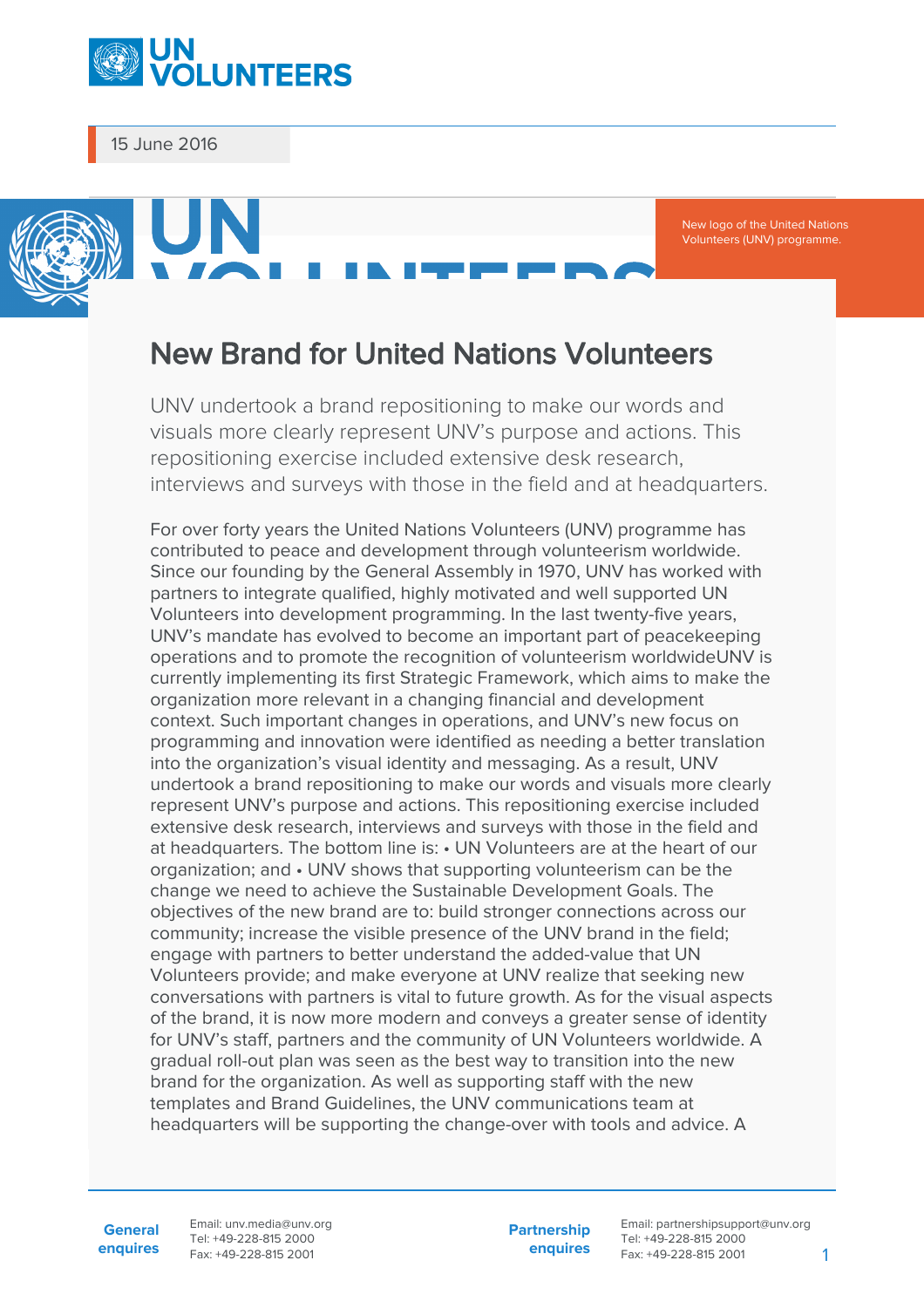15 June 2016

New logo of the United Nations Volunteers (UNV) programme.

# New Brand for United Nations Volunteers

UNV undertook a brand repositioning to make our words and visuals more clearly represent UNV's purpose and actions. This repositioning exercise included extensive desk research, interviews and surveys with those in the field and at headquarters.

For over forty years the United Nations Volunteers (UNV) programme has contributed to peace and development through volunteerism worldwide. Since our founding by the General Assembly in 1970, UNV has worked with partners to integrate qualified, highly motivated and well supported UN Volunteers into development programming. In the last twenty-five years, UNV's mandate has evolved to become an important part of peacekeeping operations and to promote the recognition of volunteerism worldwideUNV is currently implementing its first Strategic Framework, which aims to make the organization more relevant in a changing financial and development context. Such important changes in operations, and UNV's new focus on programming and innovation were identified as needing a better translation into the organization's visual identity and messaging. As a result, UNV undertook a brand repositioning to make our words and visuals more clearly represent UNV's purpose and actions. This repositioning exercise included extensive desk research, interviews and surveys with those in the field and at headquarters. The bottom line is: • UN Volunteers are at the heart of our organization; and • UNV shows that supporting volunteerism can be the change we need to achieve the Sustainable Development Goals. The objectives of the new brand are to: build stronger connections across our community; increase the visible presence of the UNV brand in the field; engage with partners to better understand the added-value that UN Volunteers provide; and make everyone at UNV realize that seeking new conversations with partners is vital to future growth. As for the visual aspects of the brand, it is now more modern and conveys a greater sense of identity for UNV's staff, partners and the community of UN Volunteers worldwide. A gradual roll-out plan was seen as the best way to transition into the new brand for the organization. As well as supporting staff with the new templates and Brand Guidelines, the UNV communications team at headquarters will be supporting the change-over with tools and advice. A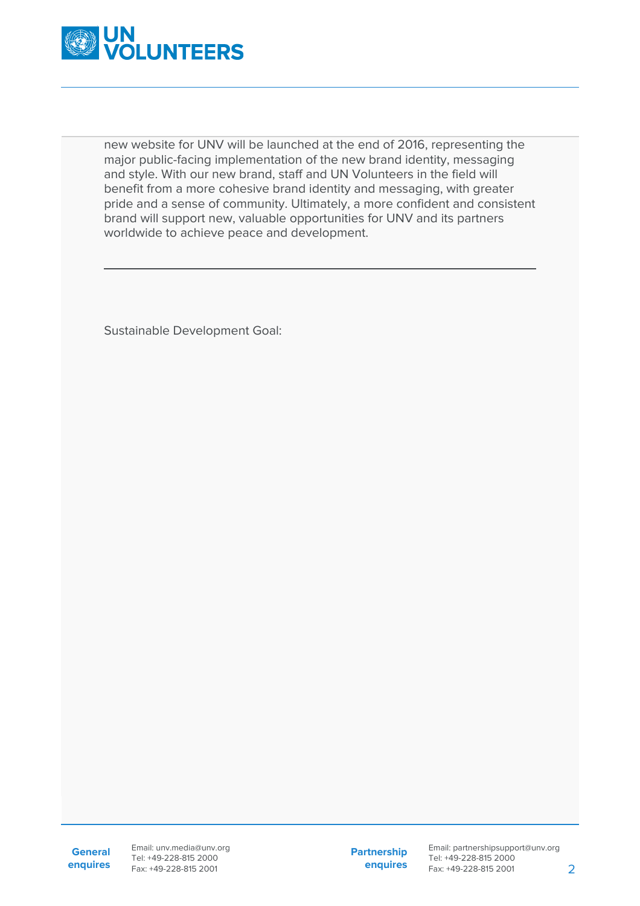new website for UNV will be launched at the end of 2016, representing the major public-facing implementation of the new brand identity, messaging and style. With our new brand, staff and UN Volunteers in the field will benefit from a more cohesive brand identity and messaging, with greater pride and a sense of community. Ultimately, a more confident and consistent brand will support new, valuable opportunities for UNV and its partners worldwide to achieve peace and development.

---

Sustainable Development Goal: